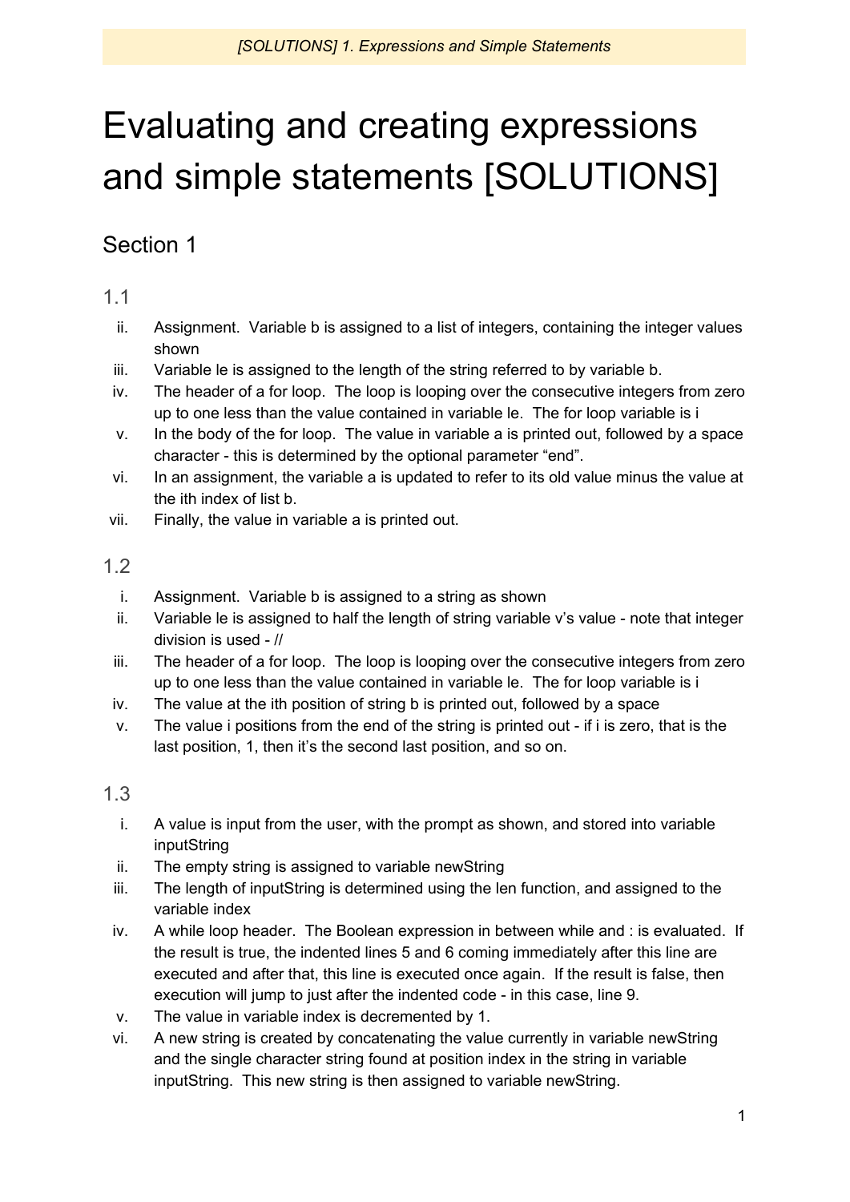# Evaluating and creating expressions and simple statements [SOLUTIONS]

## Section 1

### 1.1

ii. Assignment. Variable b is assigned to a list of integers, containing the integer values shown

iii. Variable le is assigned to the length of the string referred to by variable b.

iv. The header of a for loop. The loop is looping over the consecutive integers from zero up to one less than the value contained in variable le. The for loop variable is i

v. In the body of the for loop. The value in variable a is printed out, followed by a space character - this is determined by the optional parameter "end".

vi. In an assignment, the variable a is updated to refer to its old value minus the value at the ith index of list b.

vii. Finally, the value in variable a is printed out.

### 1.2

i. Assignment. Variable b is assigned to a string as shown

ii. Variable le is assigned to half the length of string variable v's value - note that integer division is used - //

iii. The header of a for loop. The loop is looping over the consecutive integers from zero up to one less than the value contained in variable le. The for loop variable is i

iv. The value at the ith position of string b is printed out, followed by a space

v. The value i positions from the end of the string is printed out - if i is zero, that is the last position, 1, then it's the second last position, and so on.

### 1.3

i. A value is input from the user, with the prompt as shown, and stored into variable inputString

ii. The empty string is assigned to variable newString

iii. The length of inputString is determined using the len function, and assigned to the variable index

iv. A while loop header. The Boolean expression in between while and : is evaluated. If the result is true, the indented lines 5 and 6 coming immediately after this line are executed and after that, this line is executed once again. If the result is false, then execution will jump to just after the indented code - in this case, line 9.

v. The value in variable index is decremented by 1.

vi. A new string is created by concatenating the value currently in variable newString and the single character string found at position index in the string in variable inputString. This new string is then assigned to variable newString.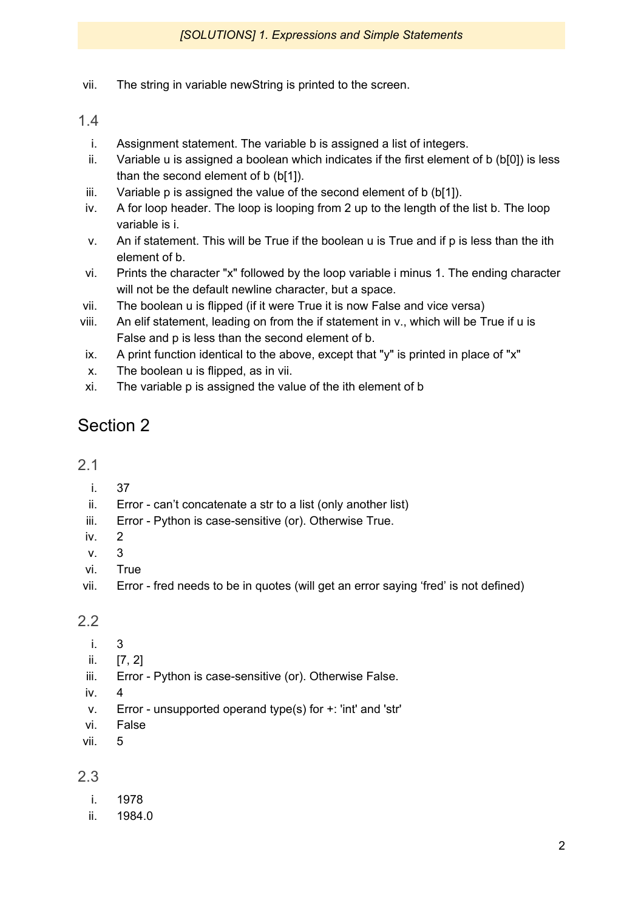vii. The string in variable newString is printed to the screen.

### 1.4

i. Assignment statement. The variable b is assigned a list of integers.
ii. Variable u is assigned a boolean which indicates if the first element of b (b[0]) is less than the second element of b (b[1]).
iii. Variable p is assigned the value of the second element of b (b[1]).
iv. A for loop header. The loop is looping from 2 up to the length of the list b. The loop variable is i.
v. An if statement. This will be True if the boolean u is True and if p is less than the ith element of b.
vi. Prints the character "x" followed by the loop variable i minus 1. The ending character will not be the default newline character, but a space.
vii. The boolean u is flipped (if it were True it is now False and vice versa)
viii. An elif statement, leading on from the if statement in v., which will be True if u is False and p is less than the second element of b.
ix. A print function identical to the above, except that "y" is printed in place of "x"
x. The boolean u is flipped, as in vii.
xi. The variable p is assigned the value of the ith element of b

## Section 2

### 2.1

i. 37
ii. Error - can't concatenate a str to a list (only another list)
iii. Error - Python is case-sensitive (or). Otherwise True.
iv. 2
v. 3
vi. True
vii. Error - fred needs to be in quotes (will get an error saying 'fred' is not defined)

### 2.2

i. 3
ii. [7, 2]
iii. Error - Python is case-sensitive (or). Otherwise False.
iv. 4
v. Error - unsupported operand type(s) for +: 'int' and 'str'
vi. False
vii. 5

### 2.3

i. 1978
ii. 1984.0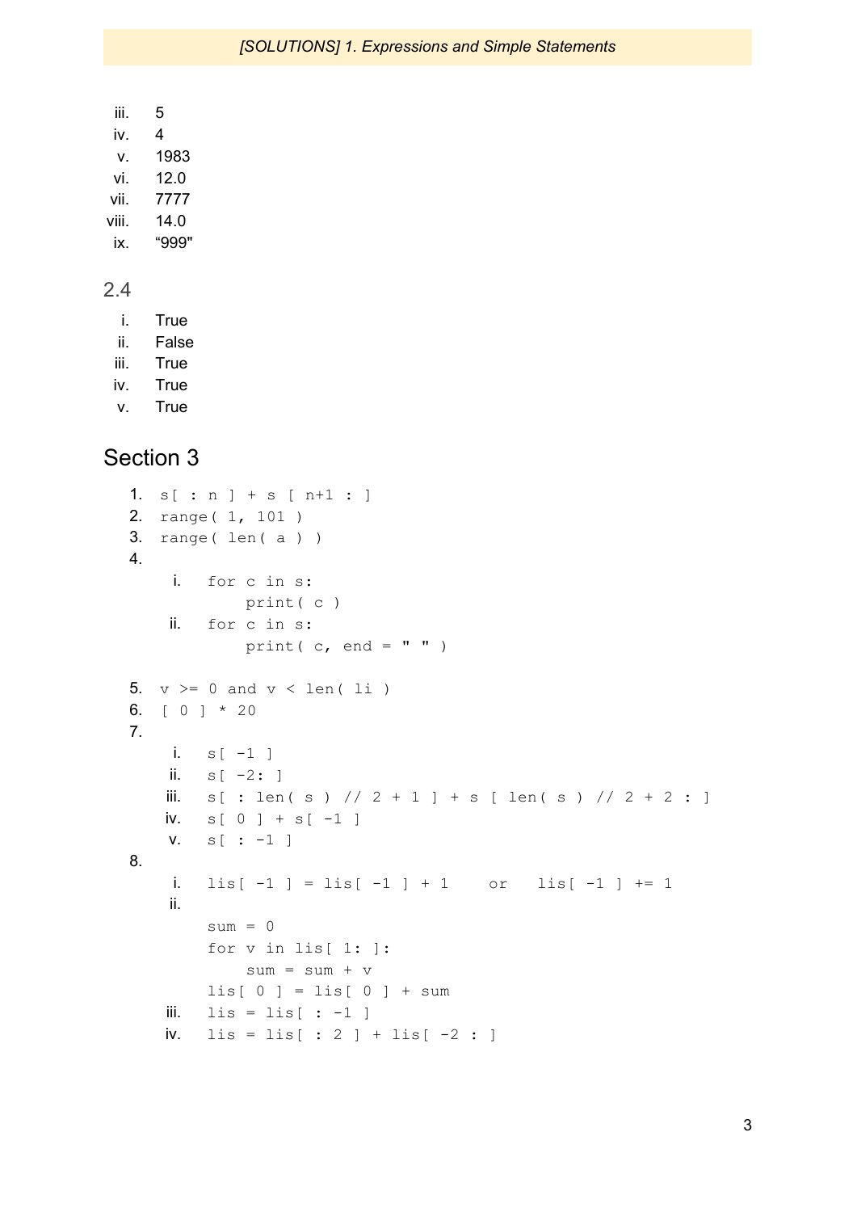iii. 5
iv. 4
v. 1983
vi. 12.0
vii. 7777
viii. 14.0
ix. “999"

### 2.4

i. True
ii. False
iii. True
iv. True
v. True

## Section 3

1. `s[ : n ] + s [ n+1 : ]`
2. `range( 1, 101 )`
3. `range( len( a ) )`
4.
   i.
   ```
   for c in s:
       print( c )
   ```
   ii.
   ```
   for c in s:
       print( c, end = " " )
   ```
5. `v >= 0 and v < len( li )`
6. `[ 0 ] * 20`
7.
   i. `s[ -1 ]`
   ii. `s[ -2: ]`
   iii. `s[ : len( s ) // 2 + 1 ] + s [ len( s ) // 2 + 2 : ]`
   iv. `s[ 0 ] + s[ -1 ]`
   v. `s[ : -1 ]`
8.
   i. `lis[ -1 ] = lis[ -1 ] + 1` or `lis[ -1 ] += 1`
   ii.
   ```
   sum = 0
   for v in lis[ 1: ]:
       sum = sum + v
   lis[ 0 ] = lis[ 0 ] + sum
   ```
   iii. `lis = lis[ : -1 ]`
   iv. `lis = lis[ : 2 ] + lis[ -2 : ]`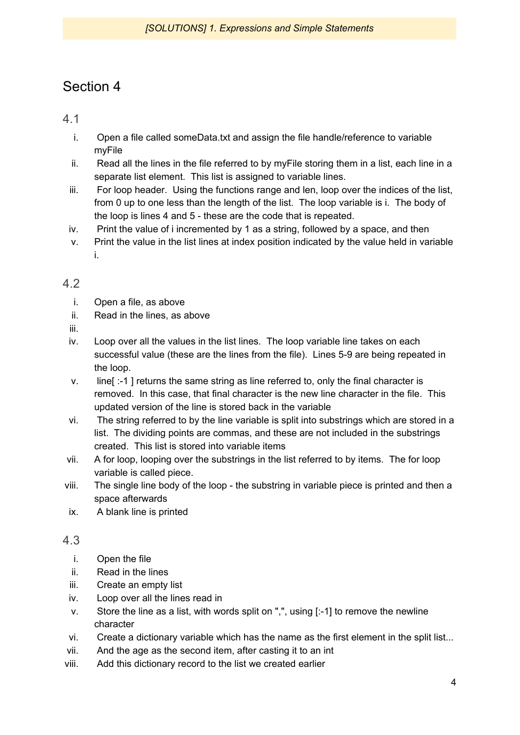# Section 4

## 4.1

i. Open a file called someData.txt and assign the file handle/reference to variable myFile
ii. Read all the lines in the file referred to by myFile storing them in a list, each line in a separate list element. This list is assigned to variable lines.
iii. For loop header. Using the functions range and len, loop over the indices of the list, from 0 up to one less than the length of the list. The loop variable is i. The body of the loop is lines 4 and 5 - these are the code that is repeated.
iv. Print the value of i incremented by 1 as a string, followed by a space, and then
v. Print the value in the list lines at index position indicated by the value held in variable i.

## 4.2

i. Open a file, as above
ii. Read in the lines, as above
iii. 
iv. Loop over all the values in the list lines. The loop variable line takes on each successful value (these are the lines from the file). Lines 5-9 are being repeated in the loop.
v. line[ :-1 ] returns the same string as line referred to, only the final character is removed. In this case, that final character is the new line character in the file. This updated version of the line is stored back in the variable
vi. The string referred to by the line variable is split into substrings which are stored in a list. The dividing points are commas, and these are not included in the substrings created. This list is stored into variable items
vii. A for loop, looping over the substrings in the list referred to by items. The for loop variable is called piece.
viii. The single line body of the loop - the substring in variable piece is printed and then a space afterwards
ix. A blank line is printed

## 4.3

i. Open the file
ii. Read in the lines
iii. Create an empty list
iv. Loop over all the lines read in
v. Store the line as a list, with words split on ",", using [:-1] to remove the newline character
vi. Create a dictionary variable which has the name as the first element in the split list...
vii. And the age as the second item, after casting it to an int
viii. Add this dictionary record to the list we created earlier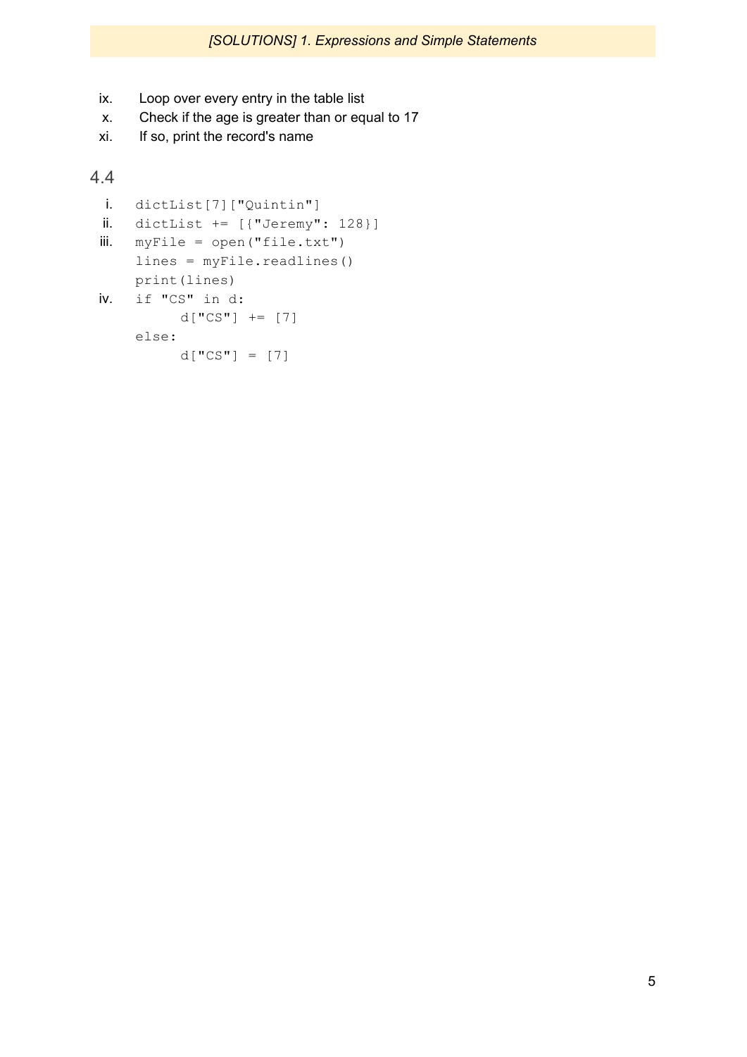ix. Loop over every entry in the table list
x. Check if the age is greater than or equal to 17
xi. If so, print the record's name

## 4.4

i.
```
dictList[7]["Quintin"]
```

ii.
```
dictList += [{"Jeremy": 128}]
```

iii.
```
myFile = open("file.txt")
lines = myFile.readlines()
print(lines)
```

iv.
```
if "CS" in d:
     d["CS"] += [7]
else:
     d["CS"] = [7]
```